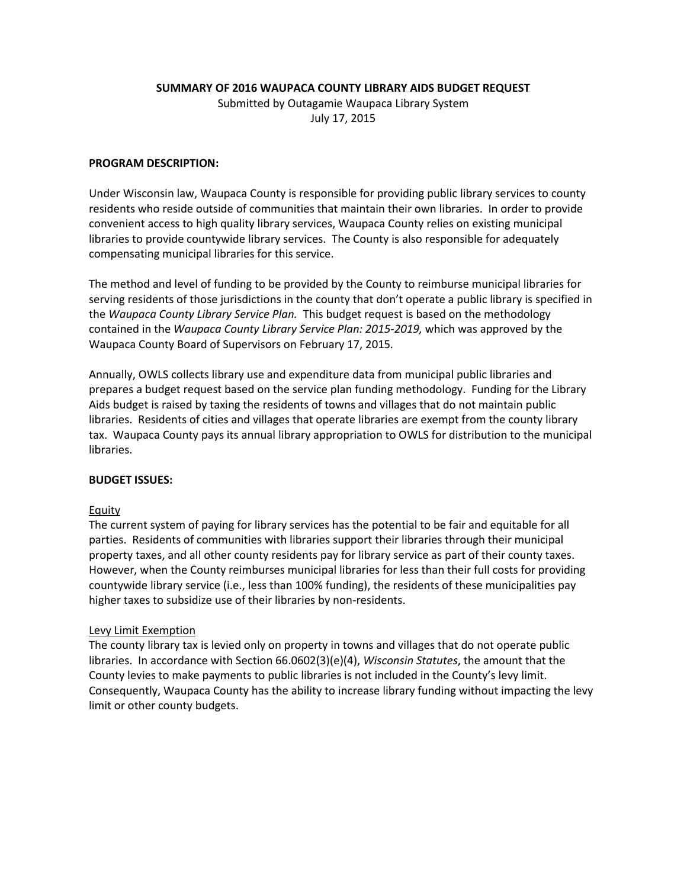**SUMMARY OF 2016 WAUPACA COUNTY LIBRARY AIDS BUDGET REQUEST**

Submitted by Outagamie Waupaca Library System

July 17, 2015

**PROGRAM DESCRIPTION:**

Under Wisconsin law, Waupaca County is responsible for providing public library services to county residents who reside outside of communities that maintain their own libraries. In order to provide convenient access to high quality library services, Waupaca County relies on existing municipal libraries to provide countywide library services. The County is also responsible for adequately compensating municipal libraries for this service.

The method and level of funding to be provided by the County to reimburse municipal libraries for serving residents of those jurisdictions in the county that don't operate a public library is specified in the *Waupaca County Library Service Plan.* This budget request is based on the methodology contained in the *Waupaca County Library Service Plan: 2015-2019,* which was approved by the Waupaca County Board of Supervisors on February 17, 2015*.*

Annually, OWLS collects library use and expenditure data from municipal public libraries and prepares a budget request based on the service plan funding methodology. Funding for the Library Aids budget is raised by taxing the residents of towns and villages that do not maintain public libraries. Residents of cities and villages that operate libraries are exempt from the county library tax. Waupaca County pays its annual library appropriation to OWLS for distribution to the municipal libraries.

**BUDGET ISSUES:**

<u>Equity</u>

The current system of paying for library services has the potential to be fair and equitable for all parties. Residents of communities with libraries support their libraries through their municipal property taxes, and all other county residents pay for library service as part of their county taxes. However, when the County reimburses municipal libraries for less than their full costs for providing countywide library service (i.e., less than 100% funding), the residents of these municipalities pay higher taxes to subsidize use of their libraries by non-residents.

<u>Levy Limit Exemption</u>

The county library tax is levied only on property in towns and villages that do not operate public libraries. In accordance with Section 66.0602(3)(e)(4), *Wisconsin Statutes*, the amount that the County levies to make payments to public libraries is not included in the County's levy limit. Consequently, Waupaca County has the ability to increase library funding without impacting the levy limit or other county budgets.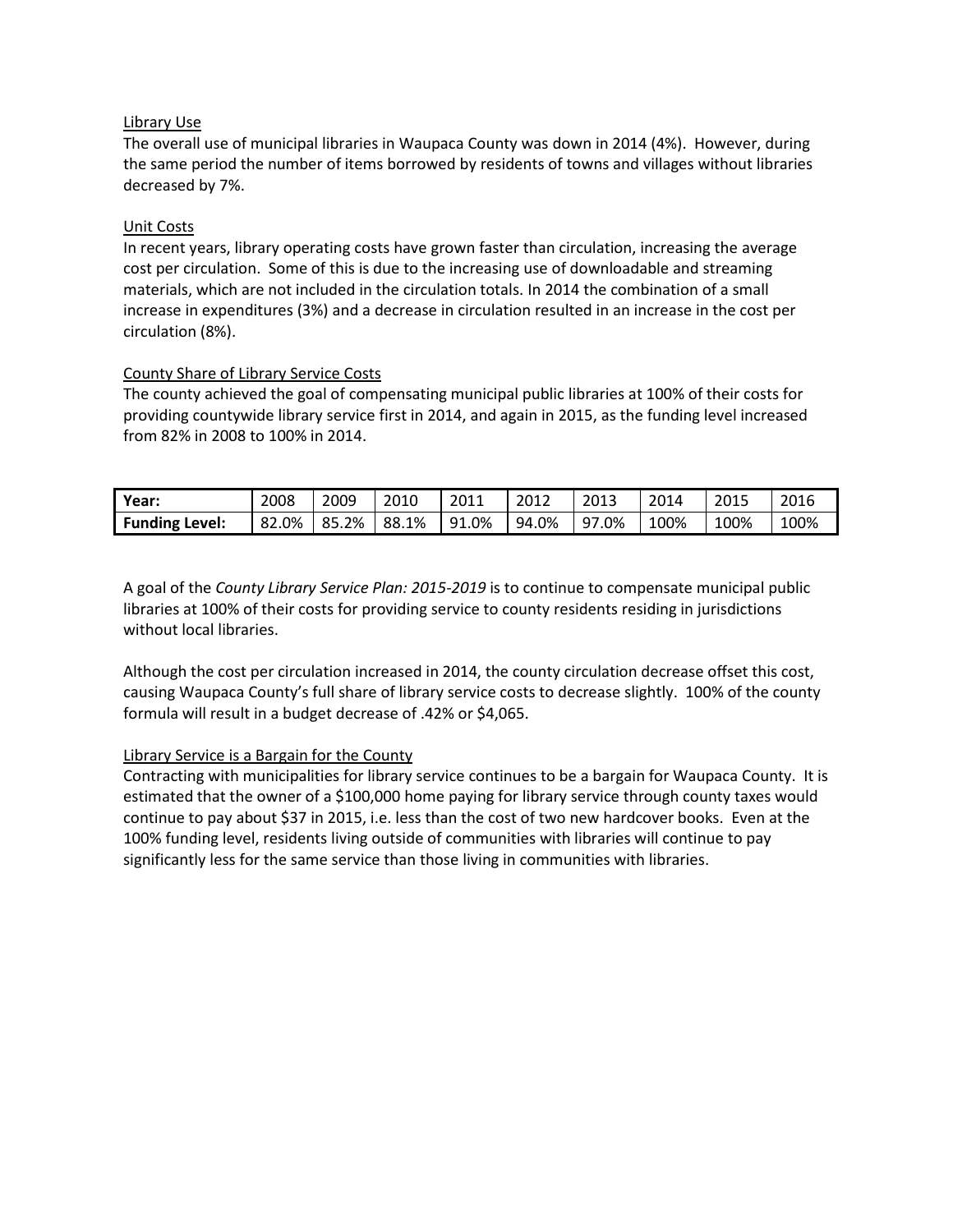<u>Library Use</u>

The overall use of municipal libraries in Waupaca County was down in 2014 (4%). However, during the same period the number of items borrowed by residents of towns and villages without libraries decreased by 7%.

<u>Unit Costs</u>

In recent years, library operating costs have grown faster than circulation, increasing the average cost per circulation. Some of this is due to the increasing use of downloadable and streaming materials, which are not included in the circulation totals. In 2014 the combination of a small increase in expenditures (3%) and a decrease in circulation resulted in an increase in the cost per circulation (8%).

<u>County Share of Library Service Costs</u>

The county achieved the goal of compensating municipal public libraries at 100% of their costs for providing countywide library service first in 2014, and again in 2015, as the funding level increased from 82% in 2008 to 100% in 2014.

| **Year:** | 2008 | 2009 | 2010 | 2011 | 2012 | 2013 | 2014 | 2015 | 2016 |
|---|---|---|---|---|---|---|---|---|---|
| **Funding Level:** | 82.0% | 85.2% | 88.1% | 91.0% | 94.0% | 97.0% | 100% | 100% | 100% |

A goal of the *County Library Service Plan: 2015-2019* is to continue to compensate municipal public libraries at 100% of their costs for providing service to county residents residing in jurisdictions without local libraries.

Although the cost per circulation increased in 2014, the county circulation decrease offset this cost, causing Waupaca County's full share of library service costs to decrease slightly. 100% of the county formula will result in a budget decrease of .42% or $4,065.

<u>Library Service is a Bargain for the County</u>

Contracting with municipalities for library service continues to be a bargain for Waupaca County. It is estimated that the owner of a $100,000 home paying for library service through county taxes would continue to pay about $37 in 2015, i.e. less than the cost of two new hardcover books. Even at the 100% funding level, residents living outside of communities with libraries will continue to pay significantly less for the same service than those living in communities with libraries.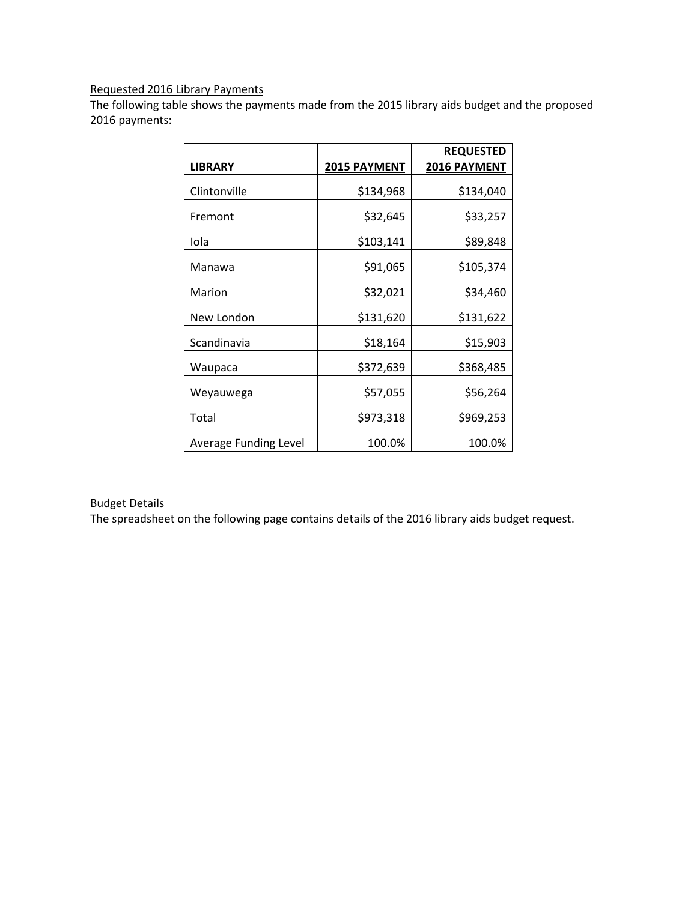Requested 2016 Library Payments

The following table shows the payments made from the 2015 library aids budget and the proposed 2016 payments:

| LIBRARY | 2015 PAYMENT | REQUESTED 2016 PAYMENT |
|---|---|---|
| Clintonville | $134,968 | $134,040 |
| Fremont | $32,645 | $33,257 |
| Iola | $103,141 | $89,848 |
| Manawa | $91,065 | $105,374 |
| Marion | $32,021 | $34,460 |
| New London | $131,620 | $131,622 |
| Scandinavia | $18,164 | $15,903 |
| Waupaca | $372,639 | $368,485 |
| Weyauwega | $57,055 | $56,264 |
| Total | $973,318 | $969,253 |
| Average Funding Level | 100.0% | 100.0% |

Budget Details

The spreadsheet on the following page contains details of the 2016 library aids budget request.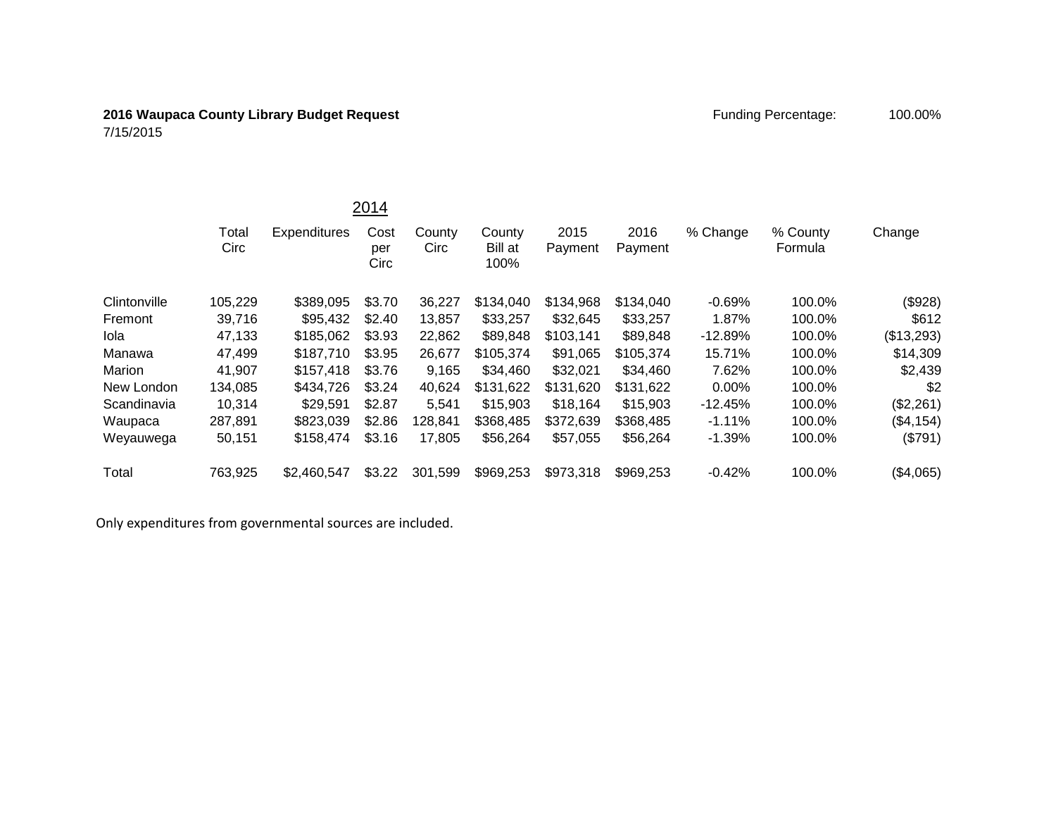**2016 Waupaca County Library Budget Request**
7/15/2015

Funding Percentage: 100.00%

| | 2014 | | | | | | | | | |
|---|---|---|---|---|---|---|---|---|---|---|
| | Total Circ | Expenditures | Cost per Circ | County Circ | County Bill at 100% | 2015 Payment | 2016 Payment | % Change | % County Formula | Change |
| Clintonville | 105,229 | $389,095 | $3.70 | 36,227 | $134,040 | $134,968 | $134,040 | -0.69% | 100.0% | ($928) |
| Fremont | 39,716 | $95,432 | $2.40 | 13,857 | $33,257 | $32,645 | $33,257 | 1.87% | 100.0% | $612 |
| Iola | 47,133 | $185,062 | $3.93 | 22,862 | $89,848 | $103,141 | $89,848 | -12.89% | 100.0% | ($13,293) |
| Manawa | 47,499 | $187,710 | $3.95 | 26,677 | $105,374 | $91,065 | $105,374 | 15.71% | 100.0% | $14,309 |
| Marion | 41,907 | $157,418 | $3.76 | 9,165 | $34,460 | $32,021 | $34,460 | 7.62% | 100.0% | $2,439 |
| New London | 134,085 | $434,726 | $3.24 | 40,624 | $131,622 | $131,620 | $131,622 | 0.00% | 100.0% | $2 |
| Scandinavia | 10,314 | $29,591 | $2.87 | 5,541 | $15,903 | $18,164 | $15,903 | -12.45% | 100.0% | ($2,261) |
| Waupaca | 287,891 | $823,039 | $2.86 | 128,841 | $368,485 | $372,639 | $368,485 | -1.11% | 100.0% | ($4,154) |
| Weyauwega | 50,151 | $158,474 | $3.16 | 17,805 | $56,264 | $57,055 | $56,264 | -1.39% | 100.0% | ($791) |
| Total | 763,925 | $2,460,547 | $3.22 | 301,599 | $969,253 | $973,318 | $969,253 | -0.42% | 100.0% | ($4,065) |

Only expenditures from governmental sources are included.